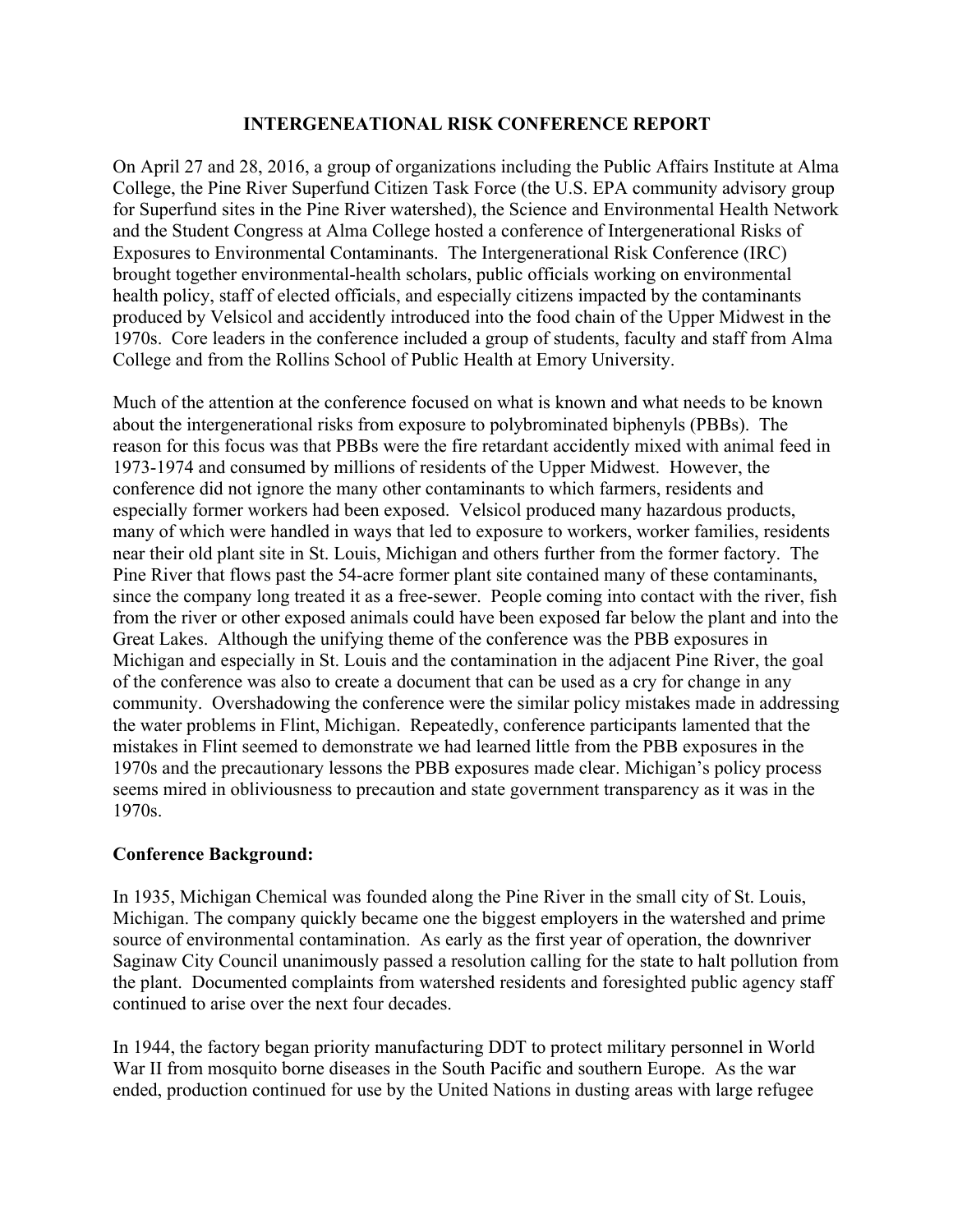# INTERGENEATIONAL RISK CONFERENCE REPORT

On April 27 and 28, 2016, a group of organizations including the Public Affairs Institute at Alma College, the Pine River Superfund Citizen Task Force (the U.S. EPA community advisory group for Superfund sites in the Pine River watershed), the Science and Environmental Health Network and the Student Congress at Alma College hosted a conference of Intergenerational Risks of Exposures to Environmental Contaminants. The Intergenerational Risk Conference (IRC) brought together environmental-health scholars, public officials working on environmental health policy, staff of elected officials, and especially citizens impacted by the contaminants produced by Velsicol and accidently introduced into the food chain of the Upper Midwest in the 1970s. Core leaders in the conference included a group of students, faculty and staff from Alma College and from the Rollins School of Public Health at Emory University.

Much of the attention at the conference focused on what is known and what needs to be known about the intergenerational risks from exposure to polybrominated biphenyls (PBBs). The reason for this focus was that PBBs were the fire retardant accidently mixed with animal feed in 1973-1974 and consumed by millions of residents of the Upper Midwest. However, the conference did not ignore the many other contaminants to which farmers, residents and especially former workers had been exposed. Velsicol produced many hazardous products, many of which were handled in ways that led to exposure to workers, worker families, residents near their old plant site in St. Louis, Michigan and others further from the former factory. The Pine River that flows past the 54-acre former plant site contained many of these contaminants, since the company long treated it as a free-sewer. People coming into contact with the river, fish from the river or other exposed animals could have been exposed far below the plant and into the Great Lakes. Although the unifying theme of the conference was the PBB exposures in Michigan and especially in St. Louis and the contamination in the adjacent Pine River, the goal of the conference was also to create a document that can be used as a cry for change in any community. Overshadowing the conference were the similar policy mistakes made in addressing the water problems in Flint, Michigan. Repeatedly, conference participants lamented that the mistakes in Flint seemed to demonstrate we had learned little from the PBB exposures in the 1970s and the precautionary lessons the PBB exposures made clear. Michigan's policy process seems mired in obliviousness to precaution and state government transparency as it was in the 1970s.

**Conference Background:**

In 1935, Michigan Chemical was founded along the Pine River in the small city of St. Louis, Michigan. The company quickly became one the biggest employers in the watershed and prime source of environmental contamination. As early as the first year of operation, the downriver Saginaw City Council unanimously passed a resolution calling for the state to halt pollution from the plant. Documented complaints from watershed residents and foresighted public agency staff continued to arise over the next four decades.

In 1944, the factory began priority manufacturing DDT to protect military personnel in World War II from mosquito borne diseases in the South Pacific and southern Europe. As the war ended, production continued for use by the United Nations in dusting areas with large refugee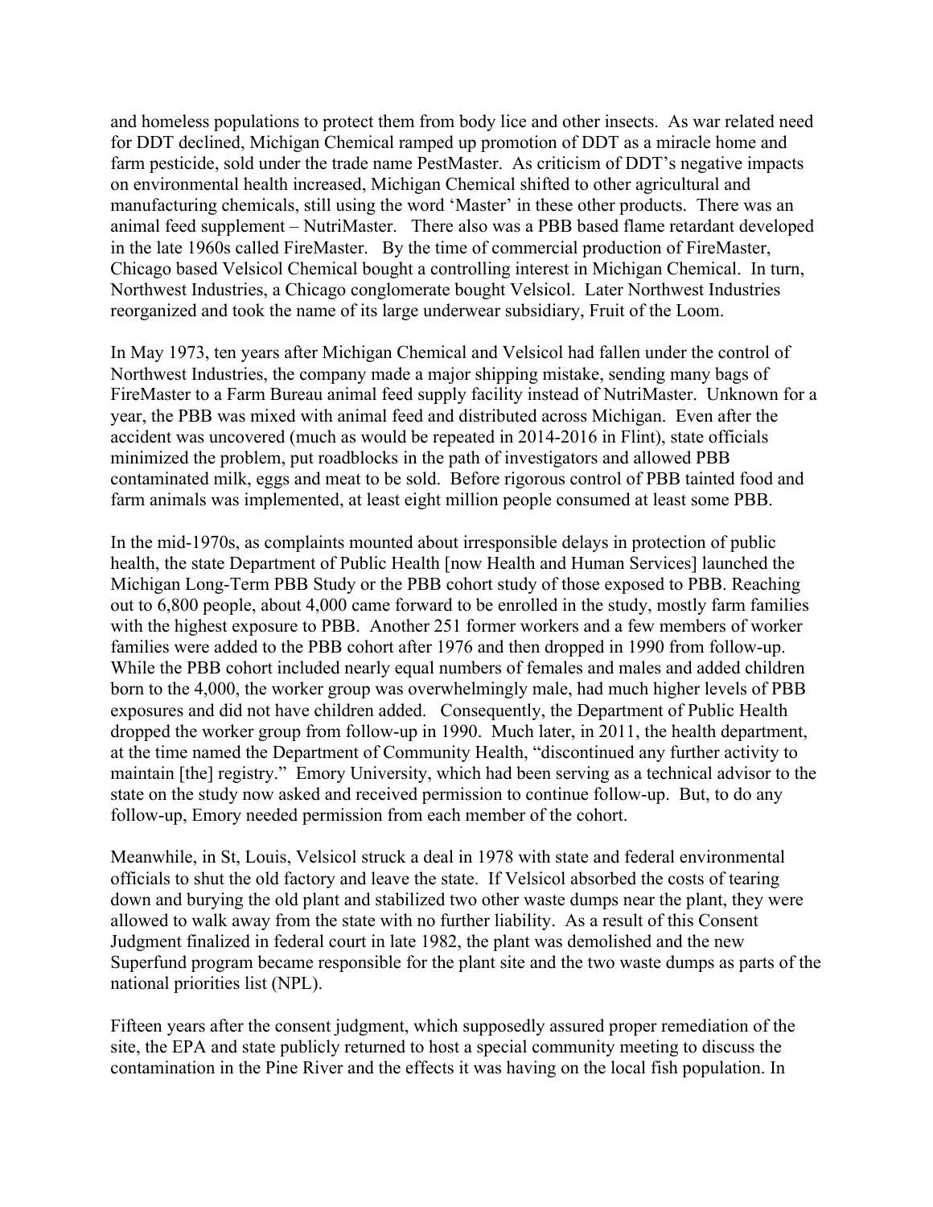and homeless populations to protect them from body lice and other insects. As war related need for DDT declined, Michigan Chemical ramped up promotion of DDT as a miracle home and farm pesticide, sold under the trade name PestMaster. As criticism of DDT's negative impacts on environmental health increased, Michigan Chemical shifted to other agricultural and manufacturing chemicals, still using the word 'Master' in these other products. There was an animal feed supplement – NutriMaster. There also was a PBB based flame retardant developed in the late 1960s called FireMaster. By the time of commercial production of FireMaster, Chicago based Velsicol Chemical bought a controlling interest in Michigan Chemical. In turn, Northwest Industries, a Chicago conglomerate bought Velsicol. Later Northwest Industries reorganized and took the name of its large underwear subsidiary, Fruit of the Loom.

In May 1973, ten years after Michigan Chemical and Velsicol had fallen under the control of Northwest Industries, the company made a major shipping mistake, sending many bags of FireMaster to a Farm Bureau animal feed supply facility instead of NutriMaster. Unknown for a year, the PBB was mixed with animal feed and distributed across Michigan. Even after the accident was uncovered (much as would be repeated in 2014-2016 in Flint), state officials minimized the problem, put roadblocks in the path of investigators and allowed PBB contaminated milk, eggs and meat to be sold. Before rigorous control of PBB tainted food and farm animals was implemented, at least eight million people consumed at least some PBB.

In the mid-1970s, as complaints mounted about irresponsible delays in protection of public health, the state Department of Public Health [now Health and Human Services] launched the Michigan Long-Term PBB Study or the PBB cohort study of those exposed to PBB. Reaching out to 6,800 people, about 4,000 came forward to be enrolled in the study, mostly farm families with the highest exposure to PBB. Another 251 former workers and a few members of worker families were added to the PBB cohort after 1976 and then dropped in 1990 from follow-up. While the PBB cohort included nearly equal numbers of females and males and added children born to the 4,000, the worker group was overwhelmingly male, had much higher levels of PBB exposures and did not have children added. Consequently, the Department of Public Health dropped the worker group from follow-up in 1990. Much later, in 2011, the health department, at the time named the Department of Community Health, "discontinued any further activity to maintain [the] registry." Emory University, which had been serving as a technical advisor to the state on the study now asked and received permission to continue follow-up. But, to do any follow-up, Emory needed permission from each member of the cohort.

Meanwhile, in St, Louis, Velsicol struck a deal in 1978 with state and federal environmental officials to shut the old factory and leave the state. If Velsicol absorbed the costs of tearing down and burying the old plant and stabilized two other waste dumps near the plant, they were allowed to walk away from the state with no further liability. As a result of this Consent Judgment finalized in federal court in late 1982, the plant was demolished and the new Superfund program became responsible for the plant site and the two waste dumps as parts of the national priorities list (NPL).

Fifteen years after the consent judgment, which supposedly assured proper remediation of the site, the EPA and state publicly returned to host a special community meeting to discuss the contamination in the Pine River and the effects it was having on the local fish population. In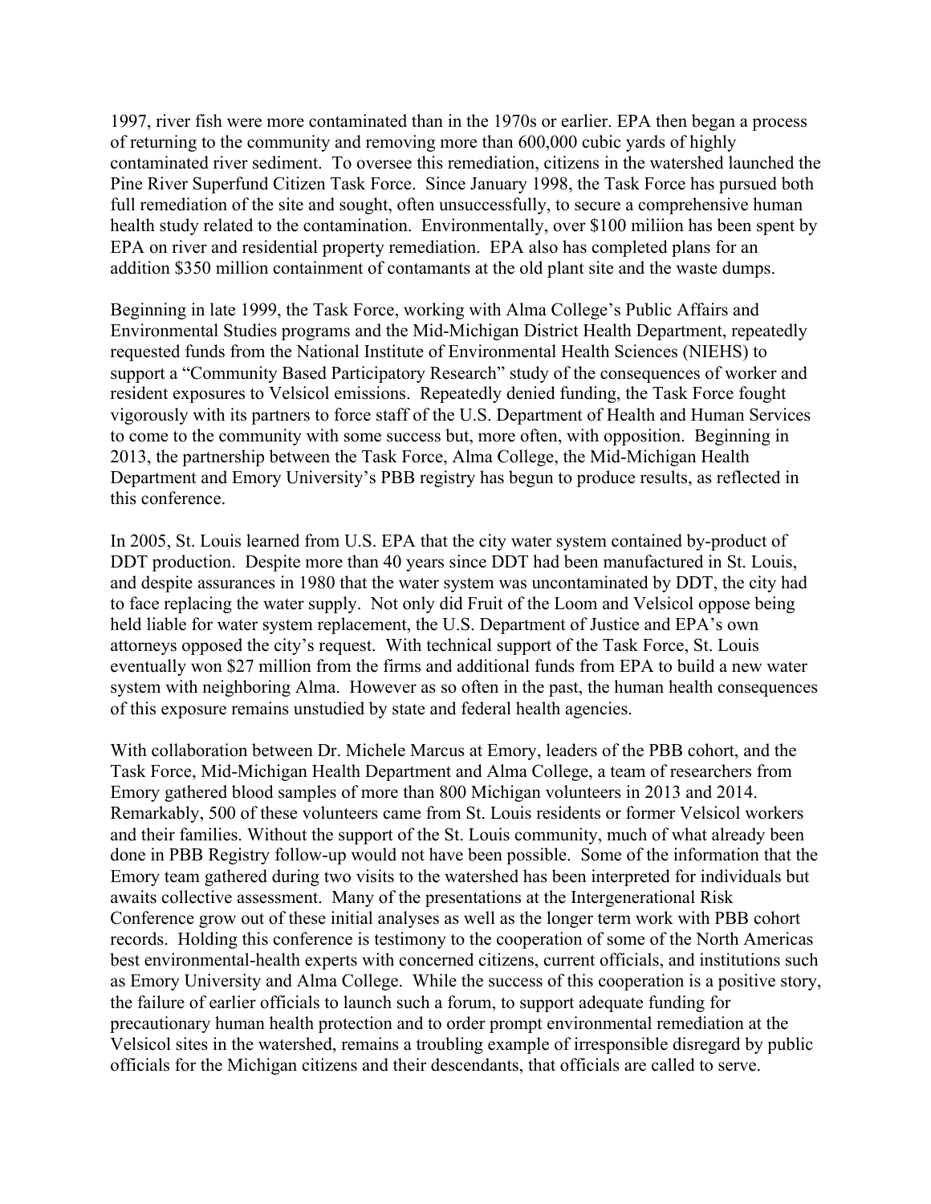1997, river fish were more contaminated than in the 1970s or earlier. EPA then began a process of returning to the community and removing more than 600,000 cubic yards of highly contaminated river sediment. To oversee this remediation, citizens in the watershed launched the Pine River Superfund Citizen Task Force. Since January 1998, the Task Force has pursued both full remediation of the site and sought, often unsuccessfully, to secure a comprehensive human health study related to the contamination. Environmentally, over $100 miliion has been spent by EPA on river and residential property remediation. EPA also has completed plans for an addition $350 million containment of contamants at the old plant site and the waste dumps.

Beginning in late 1999, the Task Force, working with Alma College's Public Affairs and Environmental Studies programs and the Mid-Michigan District Health Department, repeatedly requested funds from the National Institute of Environmental Health Sciences (NIEHS) to support a "Community Based Participatory Research" study of the consequences of worker and resident exposures to Velsicol emissions. Repeatedly denied funding, the Task Force fought vigorously with its partners to force staff of the U.S. Department of Health and Human Services to come to the community with some success but, more often, with opposition. Beginning in 2013, the partnership between the Task Force, Alma College, the Mid-Michigan Health Department and Emory University's PBB registry has begun to produce results, as reflected in this conference.

In 2005, St. Louis learned from U.S. EPA that the city water system contained by-product of DDT production. Despite more than 40 years since DDT had been manufactured in St. Louis, and despite assurances in 1980 that the water system was uncontaminated by DDT, the city had to face replacing the water supply. Not only did Fruit of the Loom and Velsicol oppose being held liable for water system replacement, the U.S. Department of Justice and EPA's own attorneys opposed the city's request. With technical support of the Task Force, St. Louis eventually won $27 million from the firms and additional funds from EPA to build a new water system with neighboring Alma. However as so often in the past, the human health consequences of this exposure remains unstudied by state and federal health agencies.

With collaboration between Dr. Michele Marcus at Emory, leaders of the PBB cohort, and the Task Force, Mid-Michigan Health Department and Alma College, a team of researchers from Emory gathered blood samples of more than 800 Michigan volunteers in 2013 and 2014. Remarkably, 500 of these volunteers came from St. Louis residents or former Velsicol workers and their families. Without the support of the St. Louis community, much of what already been done in PBB Registry follow-up would not have been possible. Some of the information that the Emory team gathered during two visits to the watershed has been interpreted for individuals but awaits collective assessment. Many of the presentations at the Intergenerational Risk Conference grow out of these initial analyses as well as the longer term work with PBB cohort records. Holding this conference is testimony to the cooperation of some of the North Americas best environmental-health experts with concerned citizens, current officials, and institutions such as Emory University and Alma College. While the success of this cooperation is a positive story, the failure of earlier officials to launch such a forum, to support adequate funding for precautionary human health protection and to order prompt environmental remediation at the Velsicol sites in the watershed, remains a troubling example of irresponsible disregard by public officials for the Michigan citizens and their descendants, that officials are called to serve.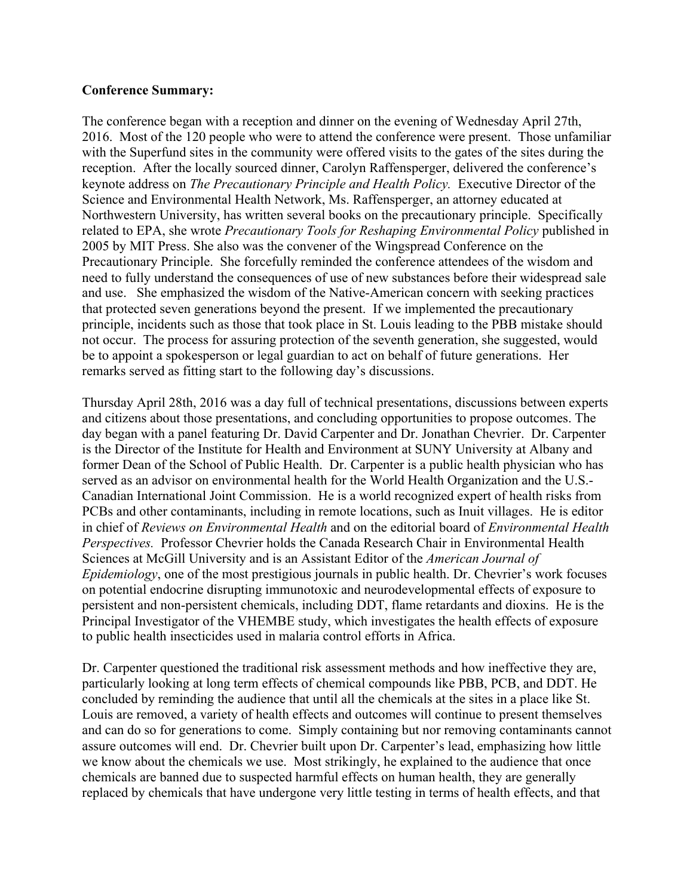**Conference Summary:**

The conference began with a reception and dinner on the evening of Wednesday April 27th, 2016. Most of the 120 people who were to attend the conference were present. Those unfamiliar with the Superfund sites in the community were offered visits to the gates of the sites during the reception. After the locally sourced dinner, Carolyn Raffensperger, delivered the conference's keynote address on *The Precautionary Principle and Health Policy.* Executive Director of the Science and Environmental Health Network, Ms. Raffensperger, an attorney educated at Northwestern University, has written several books on the precautionary principle. Specifically related to EPA, she wrote *Precautionary Tools for Reshaping Environmental Policy* published in 2005 by MIT Press. She also was the convener of the Wingspread Conference on the Precautionary Principle. She forcefully reminded the conference attendees of the wisdom and need to fully understand the consequences of use of new substances before their widespread sale and use. She emphasized the wisdom of the Native-American concern with seeking practices that protected seven generations beyond the present. If we implemented the precautionary principle, incidents such as those that took place in St. Louis leading to the PBB mistake should not occur. The process for assuring protection of the seventh generation, she suggested, would be to appoint a spokesperson or legal guardian to act on behalf of future generations. Her remarks served as fitting start to the following day's discussions.

Thursday April 28th, 2016 was a day full of technical presentations, discussions between experts and citizens about those presentations, and concluding opportunities to propose outcomes. The day began with a panel featuring Dr. David Carpenter and Dr. Jonathan Chevrier. Dr. Carpenter is the Director of the Institute for Health and Environment at SUNY University at Albany and former Dean of the School of Public Health. Dr. Carpenter is a public health physician who has served as an advisor on environmental health for the World Health Organization and the U.S.-Canadian International Joint Commission. He is a world recognized expert of health risks from PCBs and other contaminants, including in remote locations, such as Inuit villages. He is editor in chief of *Reviews on Environmental Health* and on the editorial board of *Environmental Health Perspectives.* Professor Chevrier holds the Canada Research Chair in Environmental Health Sciences at McGill University and is an Assistant Editor of the *American Journal of Epidemiology*, one of the most prestigious journals in public health. Dr. Chevrier's work focuses on potential endocrine disrupting immunotoxic and neurodevelopmental effects of exposure to persistent and non-persistent chemicals, including DDT, flame retardants and dioxins. He is the Principal Investigator of the VHEMBE study, which investigates the health effects of exposure to public health insecticides used in malaria control efforts in Africa.

Dr. Carpenter questioned the traditional risk assessment methods and how ineffective they are, particularly looking at long term effects of chemical compounds like PBB, PCB, and DDT. He concluded by reminding the audience that until all the chemicals at the sites in a place like St. Louis are removed, a variety of health effects and outcomes will continue to present themselves and can do so for generations to come. Simply containing but nor removing contaminants cannot assure outcomes will end. Dr. Chevrier built upon Dr. Carpenter's lead, emphasizing how little we know about the chemicals we use. Most strikingly, he explained to the audience that once chemicals are banned due to suspected harmful effects on human health, they are generally replaced by chemicals that have undergone very little testing in terms of health effects, and that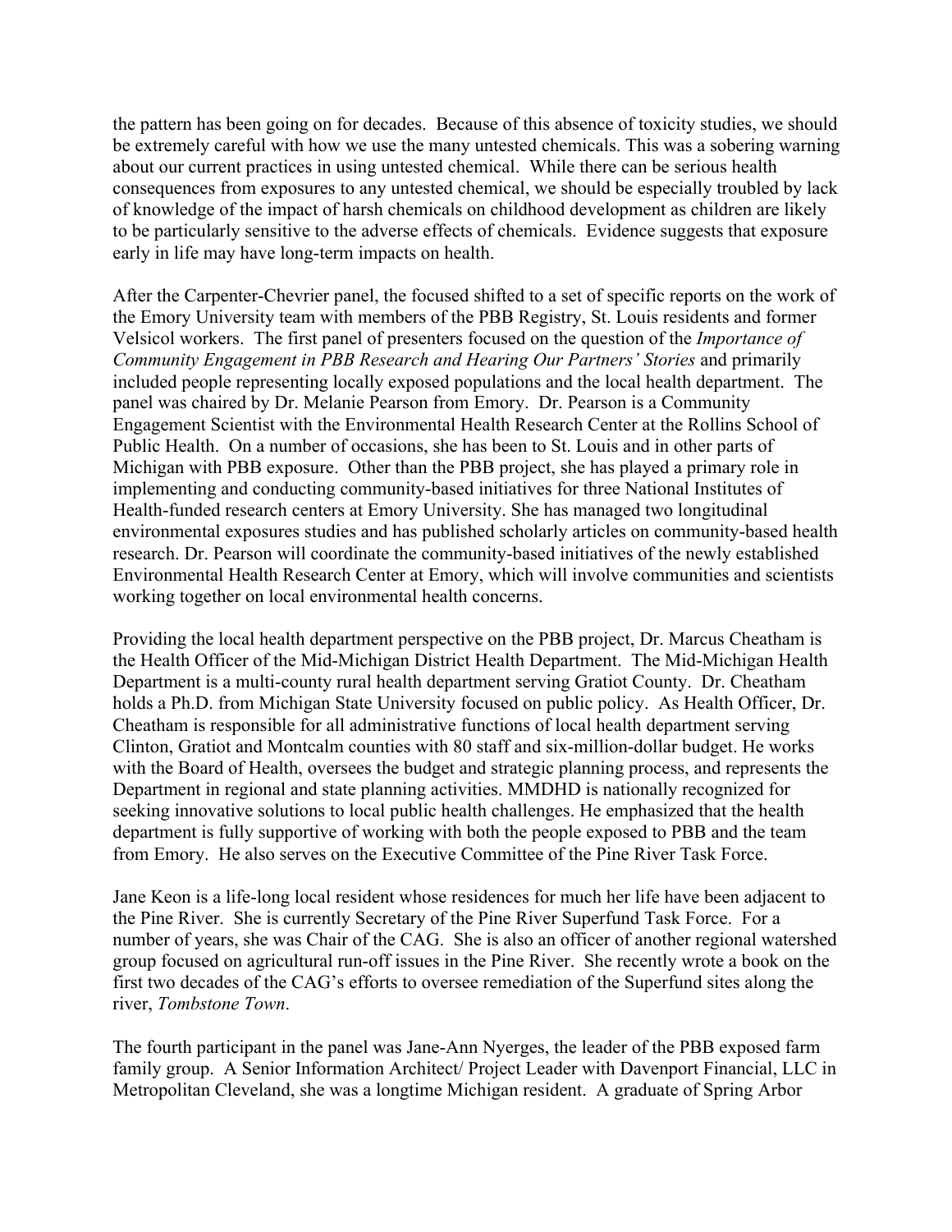the pattern has been going on for decades. Because of this absence of toxicity studies, we should be extremely careful with how we use the many untested chemicals. This was a sobering warning about our current practices in using untested chemical. While there can be serious health consequences from exposures to any untested chemical, we should be especially troubled by lack of knowledge of the impact of harsh chemicals on childhood development as children are likely to be particularly sensitive to the adverse effects of chemicals. Evidence suggests that exposure early in life may have long-term impacts on health.

After the Carpenter-Chevrier panel, the focused shifted to a set of specific reports on the work of the Emory University team with members of the PBB Registry, St. Louis residents and former Velsicol workers. The first panel of presenters focused on the question of the *Importance of Community Engagement in PBB Research and Hearing Our Partners' Stories* and primarily included people representing locally exposed populations and the local health department. The panel was chaired by Dr. Melanie Pearson from Emory. Dr. Pearson is a Community Engagement Scientist with the Environmental Health Research Center at the Rollins School of Public Health. On a number of occasions, she has been to St. Louis and in other parts of Michigan with PBB exposure. Other than the PBB project, she has played a primary role in implementing and conducting community-based initiatives for three National Institutes of Health-funded research centers at Emory University. She has managed two longitudinal environmental exposures studies and has published scholarly articles on community-based health research. Dr. Pearson will coordinate the community-based initiatives of the newly established Environmental Health Research Center at Emory, which will involve communities and scientists working together on local environmental health concerns.

Providing the local health department perspective on the PBB project, Dr. Marcus Cheatham is the Health Officer of the Mid-Michigan District Health Department. The Mid-Michigan Health Department is a multi-county rural health department serving Gratiot County. Dr. Cheatham holds a Ph.D. from Michigan State University focused on public policy. As Health Officer, Dr. Cheatham is responsible for all administrative functions of local health department serving Clinton, Gratiot and Montcalm counties with 80 staff and six-million-dollar budget. He works with the Board of Health, oversees the budget and strategic planning process, and represents the Department in regional and state planning activities. MMDHD is nationally recognized for seeking innovative solutions to local public health challenges. He emphasized that the health department is fully supportive of working with both the people exposed to PBB and the team from Emory. He also serves on the Executive Committee of the Pine River Task Force.

Jane Keon is a life-long local resident whose residences for much her life have been adjacent to the Pine River. She is currently Secretary of the Pine River Superfund Task Force. For a number of years, she was Chair of the CAG. She is also an officer of another regional watershed group focused on agricultural run-off issues in the Pine River. She recently wrote a book on the first two decades of the CAG's efforts to oversee remediation of the Superfund sites along the river, *Tombstone Town*.

The fourth participant in the panel was Jane-Ann Nyerges, the leader of the PBB exposed farm family group. A Senior Information Architect/ Project Leader with Davenport Financial, LLC in Metropolitan Cleveland, she was a longtime Michigan resident. A graduate of Spring Arbor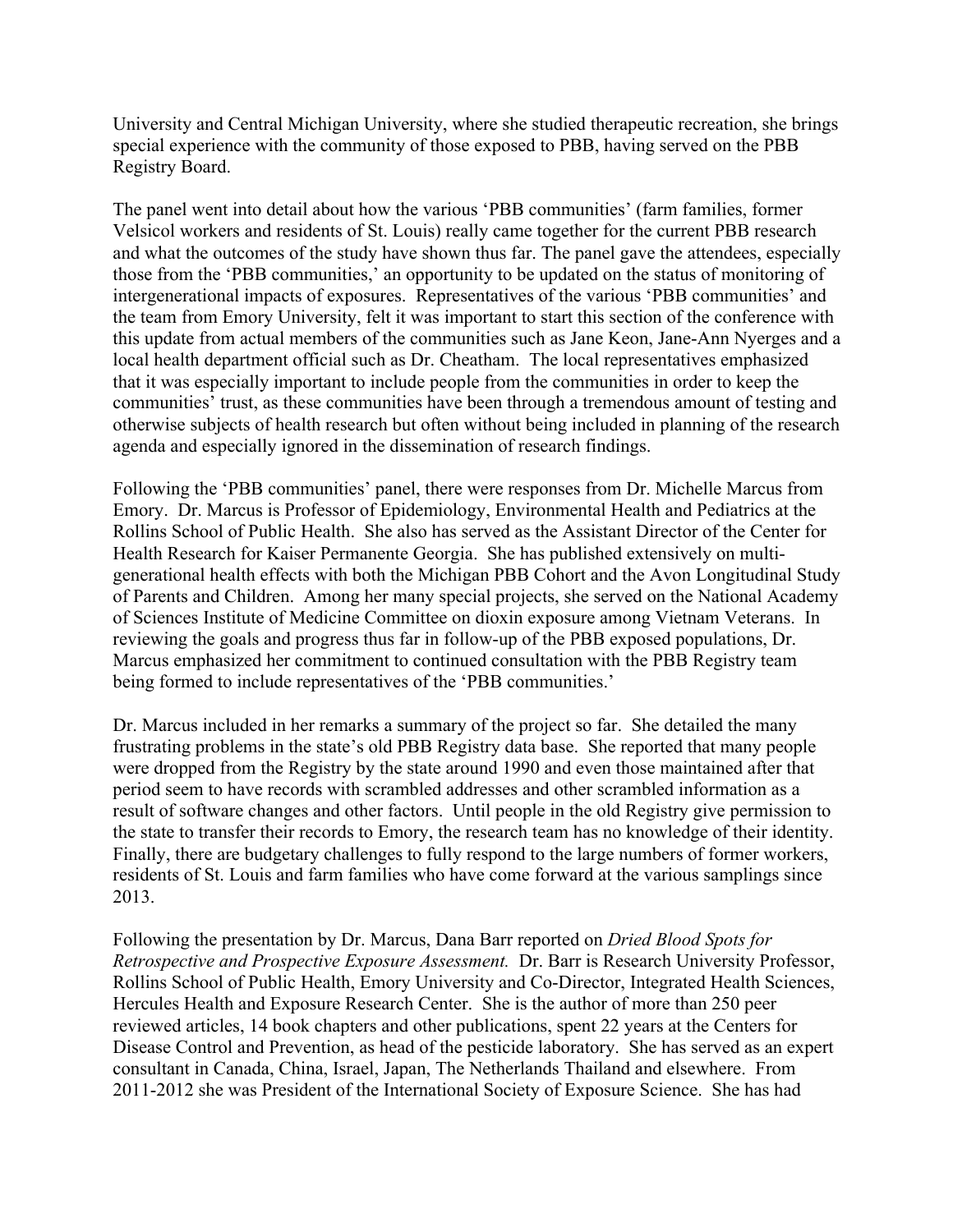University and Central Michigan University, where she studied therapeutic recreation, she brings special experience with the community of those exposed to PBB, having served on the PBB Registry Board.

The panel went into detail about how the various 'PBB communities' (farm families, former Velsicol workers and residents of St. Louis) really came together for the current PBB research and what the outcomes of the study have shown thus far. The panel gave the attendees, especially those from the 'PBB communities,' an opportunity to be updated on the status of monitoring of intergenerational impacts of exposures. Representatives of the various 'PBB communities' and the team from Emory University, felt it was important to start this section of the conference with this update from actual members of the communities such as Jane Keon, Jane-Ann Nyerges and a local health department official such as Dr. Cheatham. The local representatives emphasized that it was especially important to include people from the communities in order to keep the communities' trust, as these communities have been through a tremendous amount of testing and otherwise subjects of health research but often without being included in planning of the research agenda and especially ignored in the dissemination of research findings.

Following the 'PBB communities' panel, there were responses from Dr. Michelle Marcus from Emory. Dr. Marcus is Professor of Epidemiology, Environmental Health and Pediatrics at the Rollins School of Public Health. She also has served as the Assistant Director of the Center for Health Research for Kaiser Permanente Georgia. She has published extensively on multi-generational health effects with both the Michigan PBB Cohort and the Avon Longitudinal Study of Parents and Children. Among her many special projects, she served on the National Academy of Sciences Institute of Medicine Committee on dioxin exposure among Vietnam Veterans. In reviewing the goals and progress thus far in follow-up of the PBB exposed populations, Dr. Marcus emphasized her commitment to continued consultation with the PBB Registry team being formed to include representatives of the 'PBB communities.'

Dr. Marcus included in her remarks a summary of the project so far. She detailed the many frustrating problems in the state's old PBB Registry data base. She reported that many people were dropped from the Registry by the state around 1990 and even those maintained after that period seem to have records with scrambled addresses and other scrambled information as a result of software changes and other factors. Until people in the old Registry give permission to the state to transfer their records to Emory, the research team has no knowledge of their identity. Finally, there are budgetary challenges to fully respond to the large numbers of former workers, residents of St. Louis and farm families who have come forward at the various samplings since 2013.

Following the presentation by Dr. Marcus, Dana Barr reported on *Dried Blood Spots for Retrospective and Prospective Exposure Assessment.* Dr. Barr is Research University Professor, Rollins School of Public Health, Emory University and Co-Director, Integrated Health Sciences, Hercules Health and Exposure Research Center. She is the author of more than 250 peer reviewed articles, 14 book chapters and other publications, spent 22 years at the Centers for Disease Control and Prevention, as head of the pesticide laboratory. She has served as an expert consultant in Canada, China, Israel, Japan, The Netherlands Thailand and elsewhere. From 2011-2012 she was President of the International Society of Exposure Science. She has had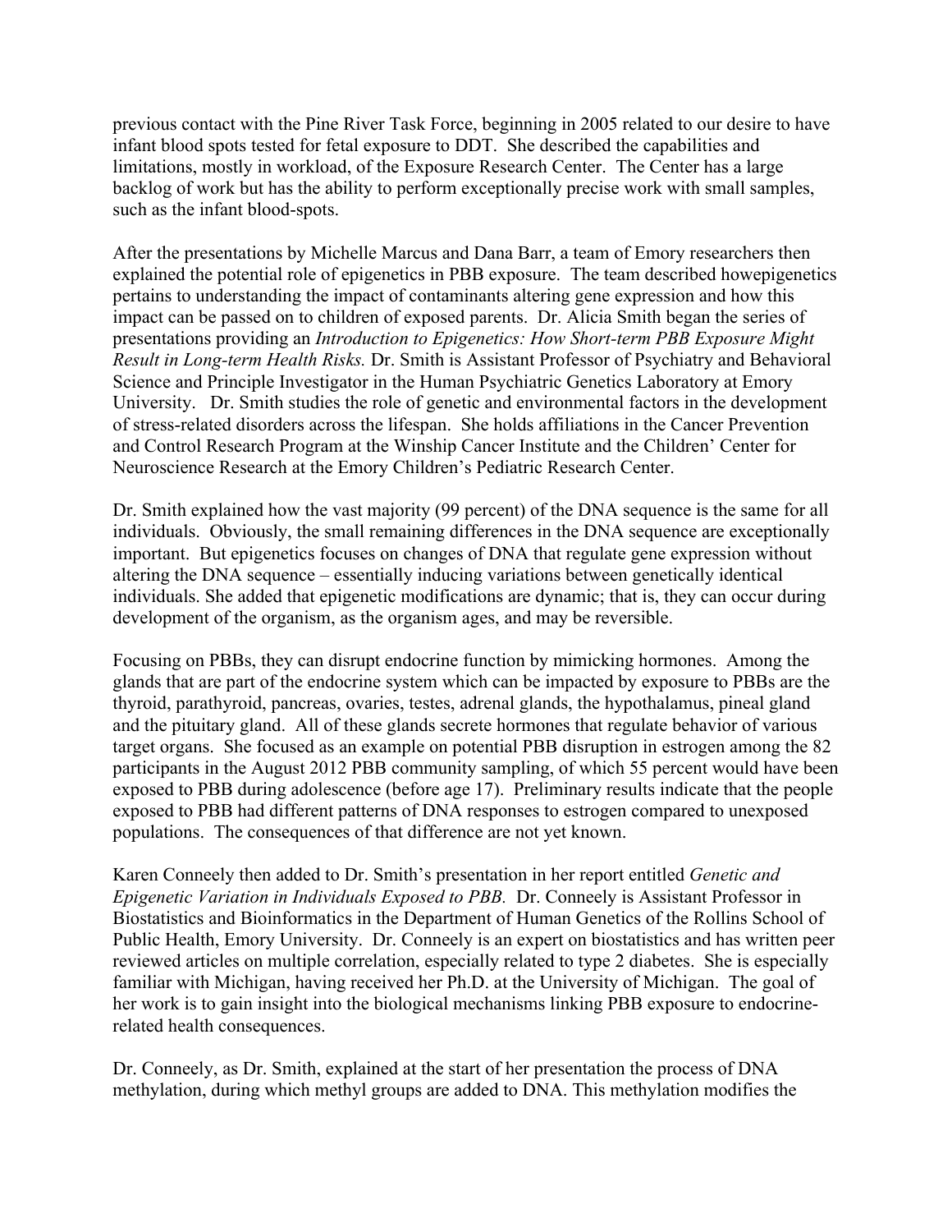previous contact with the Pine River Task Force, beginning in 2005 related to our desire to have infant blood spots tested for fetal exposure to DDT. She described the capabilities and limitations, mostly in workload, of the Exposure Research Center. The Center has a large backlog of work but has the ability to perform exceptionally precise work with small samples, such as the infant blood-spots.

After the presentations by Michelle Marcus and Dana Barr, a team of Emory researchers then explained the potential role of epigenetics in PBB exposure. The team described howepigenetics pertains to understanding the impact of contaminants altering gene expression and how this impact can be passed on to children of exposed parents. Dr. Alicia Smith began the series of presentations providing an *Introduction to Epigenetics: How Short-term PBB Exposure Might Result in Long-term Health Risks.* Dr. Smith is Assistant Professor of Psychiatry and Behavioral Science and Principle Investigator in the Human Psychiatric Genetics Laboratory at Emory University. Dr. Smith studies the role of genetic and environmental factors in the development of stress-related disorders across the lifespan. She holds affiliations in the Cancer Prevention and Control Research Program at the Winship Cancer Institute and the Children' Center for Neuroscience Research at the Emory Children's Pediatric Research Center.

Dr. Smith explained how the vast majority (99 percent) of the DNA sequence is the same for all individuals. Obviously, the small remaining differences in the DNA sequence are exceptionally important. But epigenetics focuses on changes of DNA that regulate gene expression without altering the DNA sequence – essentially inducing variations between genetically identical individuals. She added that epigenetic modifications are dynamic; that is, they can occur during development of the organism, as the organism ages, and may be reversible.

Focusing on PBBs, they can disrupt endocrine function by mimicking hormones. Among the glands that are part of the endocrine system which can be impacted by exposure to PBBs are the thyroid, parathyroid, pancreas, ovaries, testes, adrenal glands, the hypothalamus, pineal gland and the pituitary gland. All of these glands secrete hormones that regulate behavior of various target organs. She focused as an example on potential PBB disruption in estrogen among the 82 participants in the August 2012 PBB community sampling, of which 55 percent would have been exposed to PBB during adolescence (before age 17). Preliminary results indicate that the people exposed to PBB had different patterns of DNA responses to estrogen compared to unexposed populations. The consequences of that difference are not yet known.

Karen Conneely then added to Dr. Smith's presentation in her report entitled *Genetic and Epigenetic Variation in Individuals Exposed to PBB.* Dr. Conneely is Assistant Professor in Biostatistics and Bioinformatics in the Department of Human Genetics of the Rollins School of Public Health, Emory University. Dr. Conneely is an expert on biostatistics and has written peer reviewed articles on multiple correlation, especially related to type 2 diabetes. She is especially familiar with Michigan, having received her Ph.D. at the University of Michigan. The goal of her work is to gain insight into the biological mechanisms linking PBB exposure to endocrine-related health consequences.

Dr. Conneely, as Dr. Smith, explained at the start of her presentation the process of DNA methylation, during which methyl groups are added to DNA. This methylation modifies the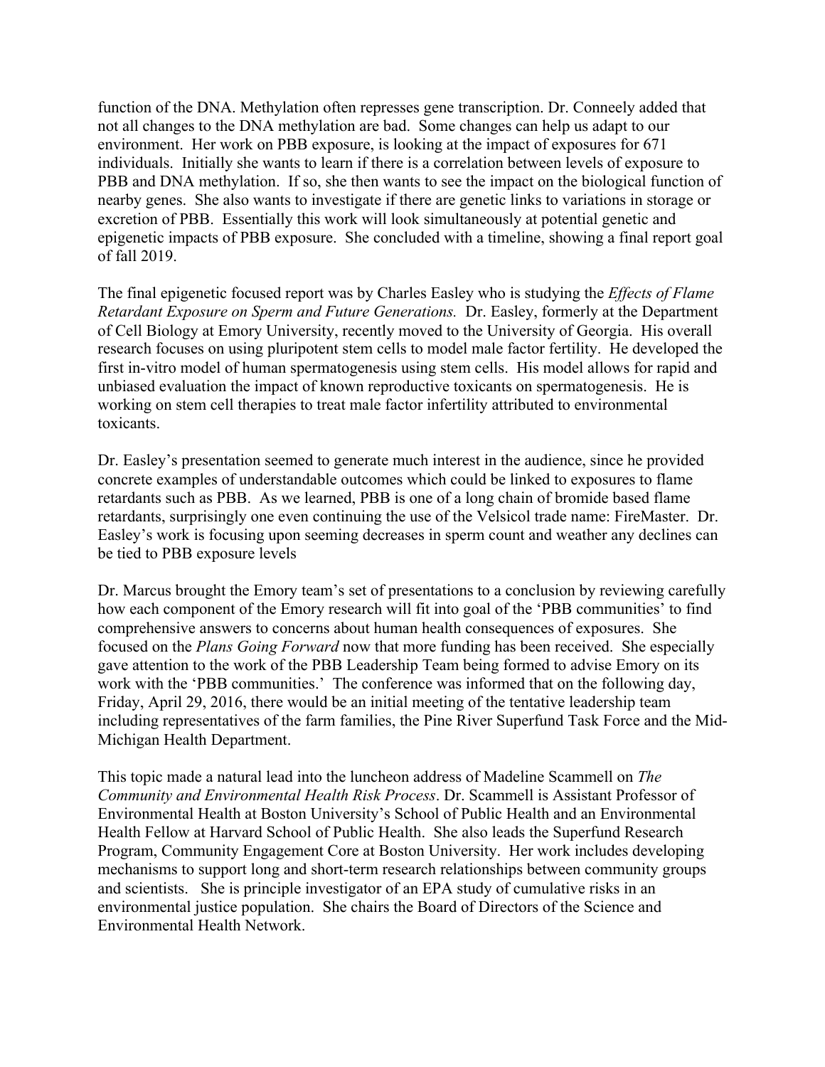function of the DNA. Methylation often represses gene transcription. Dr. Conneely added that not all changes to the DNA methylation are bad. Some changes can help us adapt to our environment. Her work on PBB exposure, is looking at the impact of exposures for 671 individuals. Initially she wants to learn if there is a correlation between levels of exposure to PBB and DNA methylation. If so, she then wants to see the impact on the biological function of nearby genes. She also wants to investigate if there are genetic links to variations in storage or excretion of PBB. Essentially this work will look simultaneously at potential genetic and epigenetic impacts of PBB exposure. She concluded with a timeline, showing a final report goal of fall 2019.

The final epigenetic focused report was by Charles Easley who is studying the *Effects of Flame Retardant Exposure on Sperm and Future Generations.* Dr. Easley, formerly at the Department of Cell Biology at Emory University, recently moved to the University of Georgia. His overall research focuses on using pluripotent stem cells to model male factor fertility. He developed the first in-vitro model of human spermatogenesis using stem cells. His model allows for rapid and unbiased evaluation the impact of known reproductive toxicants on spermatogenesis. He is working on stem cell therapies to treat male factor infertility attributed to environmental toxicants.

Dr. Easley's presentation seemed to generate much interest in the audience, since he provided concrete examples of understandable outcomes which could be linked to exposures to flame retardants such as PBB. As we learned, PBB is one of a long chain of bromide based flame retardants, surprisingly one even continuing the use of the Velsicol trade name: FireMaster. Dr. Easley's work is focusing upon seeming decreases in sperm count and weather any declines can be tied to PBB exposure levels

Dr. Marcus brought the Emory team's set of presentations to a conclusion by reviewing carefully how each component of the Emory research will fit into goal of the 'PBB communities' to find comprehensive answers to concerns about human health consequences of exposures. She focused on the *Plans Going Forward* now that more funding has been received. She especially gave attention to the work of the PBB Leadership Team being formed to advise Emory on its work with the 'PBB communities.' The conference was informed that on the following day, Friday, April 29, 2016, there would be an initial meeting of the tentative leadership team including representatives of the farm families, the Pine River Superfund Task Force and the Mid-Michigan Health Department.

This topic made a natural lead into the luncheon address of Madeline Scammell on *The Community and Environmental Health Risk Process*. Dr. Scammell is Assistant Professor of Environmental Health at Boston University's School of Public Health and an Environmental Health Fellow at Harvard School of Public Health. She also leads the Superfund Research Program, Community Engagement Core at Boston University. Her work includes developing mechanisms to support long and short-term research relationships between community groups and scientists. She is principle investigator of an EPA study of cumulative risks in an environmental justice population. She chairs the Board of Directors of the Science and Environmental Health Network.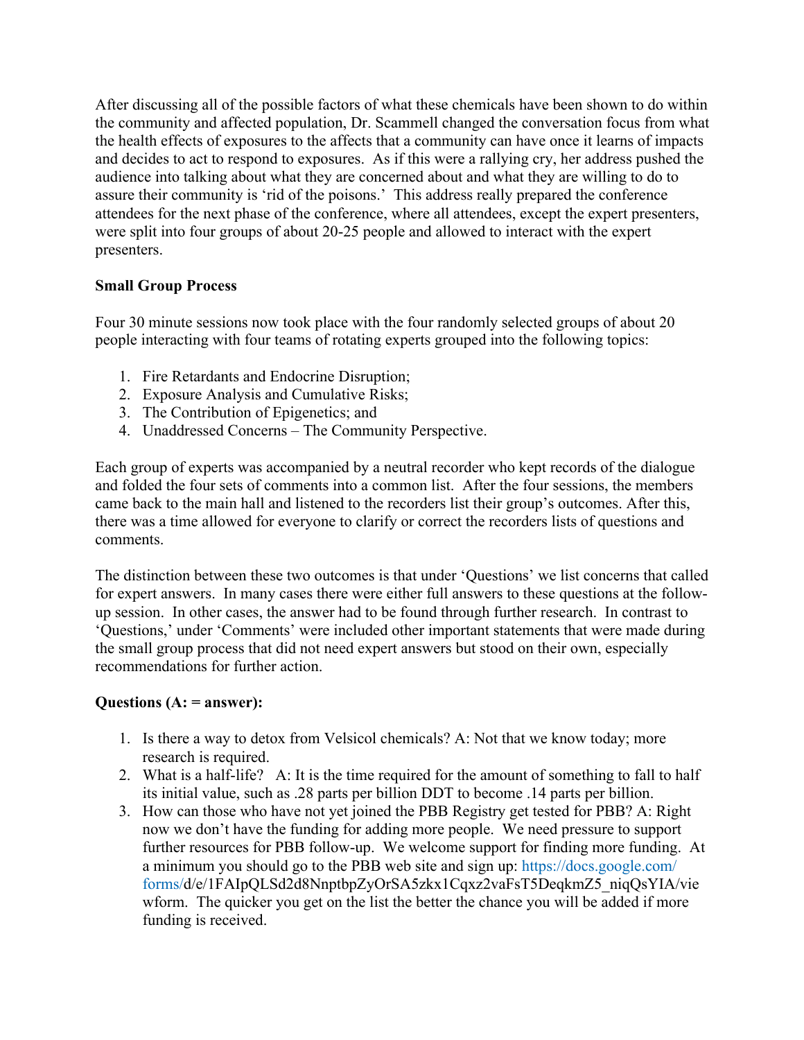After discussing all of the possible factors of what these chemicals have been shown to do within the community and affected population, Dr. Scammell changed the conversation focus from what the health effects of exposures to the affects that a community can have once it learns of impacts and decides to act to respond to exposures. As if this were a rallying cry, her address pushed the audience into talking about what they are concerned about and what they are willing to do to assure their community is 'rid of the poisons.' This address really prepared the conference attendees for the next phase of the conference, where all attendees, except the expert presenters, were split into four groups of about 20-25 people and allowed to interact with the expert presenters.

**Small Group Process**

Four 30 minute sessions now took place with the four randomly selected groups of about 20 people interacting with four teams of rotating experts grouped into the following topics:

1. Fire Retardants and Endocrine Disruption;
2. Exposure Analysis and Cumulative Risks;
3. The Contribution of Epigenetics; and
4. Unaddressed Concerns – The Community Perspective.

Each group of experts was accompanied by a neutral recorder who kept records of the dialogue and folded the four sets of comments into a common list. After the four sessions, the members came back to the main hall and listened to the recorders list their group's outcomes. After this, there was a time allowed for everyone to clarify or correct the recorders lists of questions and comments.

The distinction between these two outcomes is that under 'Questions' we list concerns that called for expert answers. In many cases there were either full answers to these questions at the follow-up session. In other cases, the answer had to be found through further research. In contrast to 'Questions,' under 'Comments' were included other important statements that were made during the small group process that did not need expert answers but stood on their own, especially recommendations for further action.

**Questions (A: = answer):**

1. Is there a way to detox from Velsicol chemicals? A: Not that we know today; more research is required.
2. What is a half-life? A: It is the time required for the amount of something to fall to half its initial value, such as .28 parts per billion DDT to become .14 parts per billion.
3. How can those who have not yet joined the PBB Registry get tested for PBB? A: Right now we don't have the funding for adding more people. We need pressure to support further resources for PBB follow-up. We welcome support for finding more funding. At a minimum you should go to the PBB web site and sign up: https://docs.google.com/forms/d/e/1FAIpQLSd2d8NnptbpZyOrSA5zkx1Cqxz2vaFsT5DeqkmZ5_niqQsYIA/viewform. The quicker you get on the list the better the chance you will be added if more funding is received.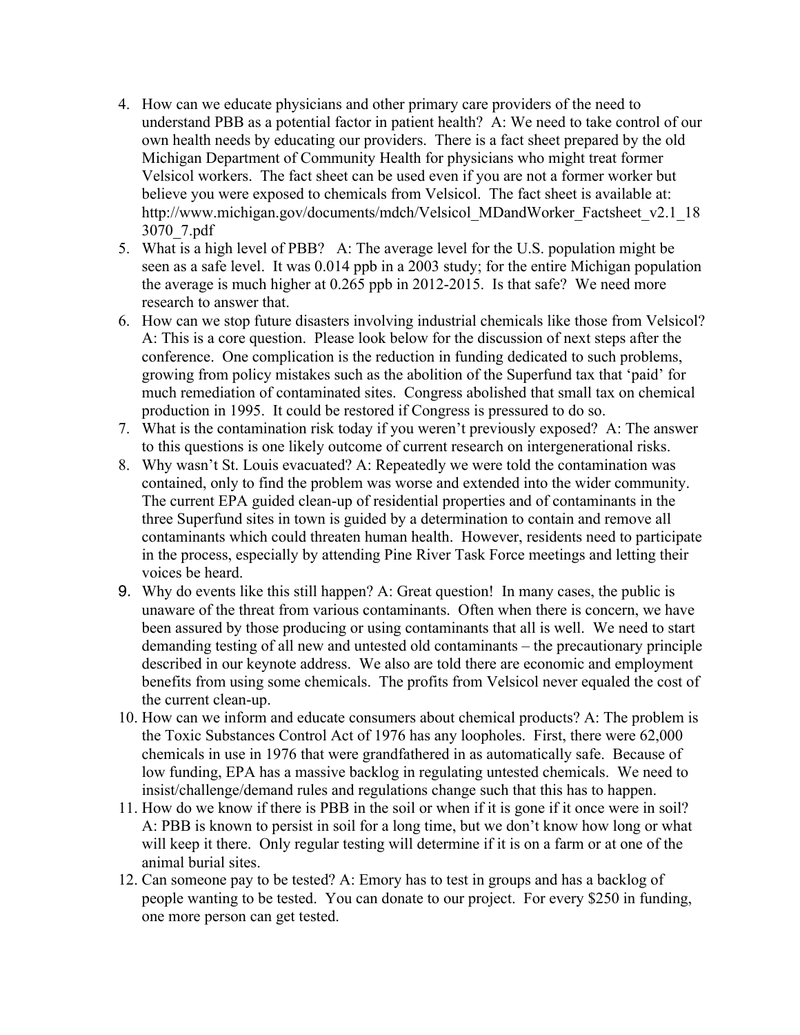4. How can we educate physicians and other primary care providers of the need to understand PBB as a potential factor in patient health? A: We need to take control of our own health needs by educating our providers. There is a fact sheet prepared by the old Michigan Department of Community Health for physicians who might treat former Velsicol workers. The fact sheet can be used even if you are not a former worker but believe you were exposed to chemicals from Velsicol. The fact sheet is available at: http://www.michigan.gov/documents/mdch/Velsicol_MDandWorker_Factsheet_v2.1_183070_7.pdf
5. What is a high level of PBB? A: The average level for the U.S. population might be seen as a safe level. It was 0.014 ppb in a 2003 study; for the entire Michigan population the average is much higher at 0.265 ppb in 2012-2015. Is that safe? We need more research to answer that.
6. How can we stop future disasters involving industrial chemicals like those from Velsicol? A: This is a core question. Please look below for the discussion of next steps after the conference. One complication is the reduction in funding dedicated to such problems, growing from policy mistakes such as the abolition of the Superfund tax that 'paid' for much remediation of contaminated sites. Congress abolished that small tax on chemical production in 1995. It could be restored if Congress is pressured to do so.
7. What is the contamination risk today if you weren't previously exposed? A: The answer to this questions is one likely outcome of current research on intergenerational risks.
8. Why wasn't St. Louis evacuated? A: Repeatedly we were told the contamination was contained, only to find the problem was worse and extended into the wider community. The current EPA guided clean-up of residential properties and of contaminants in the three Superfund sites in town is guided by a determination to contain and remove all contaminants which could threaten human health. However, residents need to participate in the process, especially by attending Pine River Task Force meetings and letting their voices be heard.
9. Why do events like this still happen? A: Great question! In many cases, the public is unaware of the threat from various contaminants. Often when there is concern, we have been assured by those producing or using contaminants that all is well. We need to start demanding testing of all new and untested old contaminants – the precautionary principle described in our keynote address. We also are told there are economic and employment benefits from using some chemicals. The profits from Velsicol never equaled the cost of the current clean-up.
10. How can we inform and educate consumers about chemical products? A: The problem is the Toxic Substances Control Act of 1976 has any loopholes. First, there were 62,000 chemicals in use in 1976 that were grandfathered in as automatically safe. Because of low funding, EPA has a massive backlog in regulating untested chemicals. We need to insist/challenge/demand rules and regulations change such that this has to happen.
11. How do we know if there is PBB in the soil or when if it is gone if it once were in soil? A: PBB is known to persist in soil for a long time, but we don't know how long or what will keep it there. Only regular testing will determine if it is on a farm or at one of the animal burial sites.
12. Can someone pay to be tested? A: Emory has to test in groups and has a backlog of people wanting to be tested. You can donate to our project. For every $250 in funding, one more person can get tested.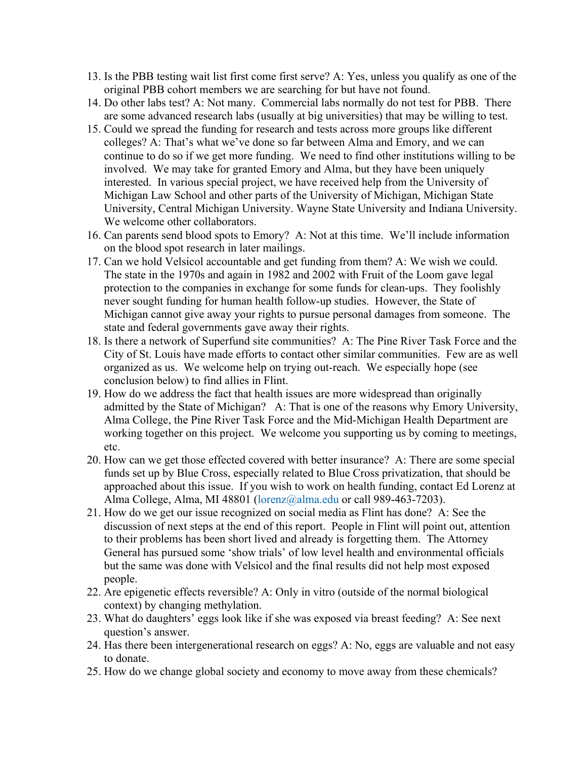13. Is the PBB testing wait list first come first serve? A: Yes, unless you qualify as one of the original PBB cohort members we are searching for but have not found.
14. Do other labs test? A: Not many. Commercial labs normally do not test for PBB. There are some advanced research labs (usually at big universities) that may be willing to test.
15. Could we spread the funding for research and tests across more groups like different colleges? A: That's what we've done so far between Alma and Emory, and we can continue to do so if we get more funding. We need to find other institutions willing to be involved. We may take for granted Emory and Alma, but they have been uniquely interested. In various special project, we have received help from the University of Michigan Law School and other parts of the University of Michigan, Michigan State University, Central Michigan University. Wayne State University and Indiana University. We welcome other collaborators.
16. Can parents send blood spots to Emory? A: Not at this time. We'll include information on the blood spot research in later mailings.
17. Can we hold Velsicol accountable and get funding from them? A: We wish we could. The state in the 1970s and again in 1982 and 2002 with Fruit of the Loom gave legal protection to the companies in exchange for some funds for clean-ups. They foolishly never sought funding for human health follow-up studies. However, the State of Michigan cannot give away your rights to pursue personal damages from someone. The state and federal governments gave away their rights.
18. Is there a network of Superfund site communities? A: The Pine River Task Force and the City of St. Louis have made efforts to contact other similar communities. Few are as well organized as us. We welcome help on trying out-reach. We especially hope (see conclusion below) to find allies in Flint.
19. How do we address the fact that health issues are more widespread than originally admitted by the State of Michigan? A: That is one of the reasons why Emory University, Alma College, the Pine River Task Force and the Mid-Michigan Health Department are working together on this project. We welcome you supporting us by coming to meetings, etc.
20. How can we get those effected covered with better insurance? A: There are some special funds set up by Blue Cross, especially related to Blue Cross privatization, that should be approached about this issue. If you wish to work on health funding, contact Ed Lorenz at Alma College, Alma, MI 48801 (lorenz@alma.edu or call 989-463-7203).
21. How do we get our issue recognized on social media as Flint has done? A: See the discussion of next steps at the end of this report. People in Flint will point out, attention to their problems has been short lived and already is forgetting them. The Attorney General has pursued some 'show trials' of low level health and environmental officials but the same was done with Velsicol and the final results did not help most exposed people.
22. Are epigenetic effects reversible? A: Only in vitro (outside of the normal biological context) by changing methylation.
23. What do daughters' eggs look like if she was exposed via breast feeding? A: See next question's answer.
24. Has there been intergenerational research on eggs? A: No, eggs are valuable and not easy to donate.
25. How do we change global society and economy to move away from these chemicals?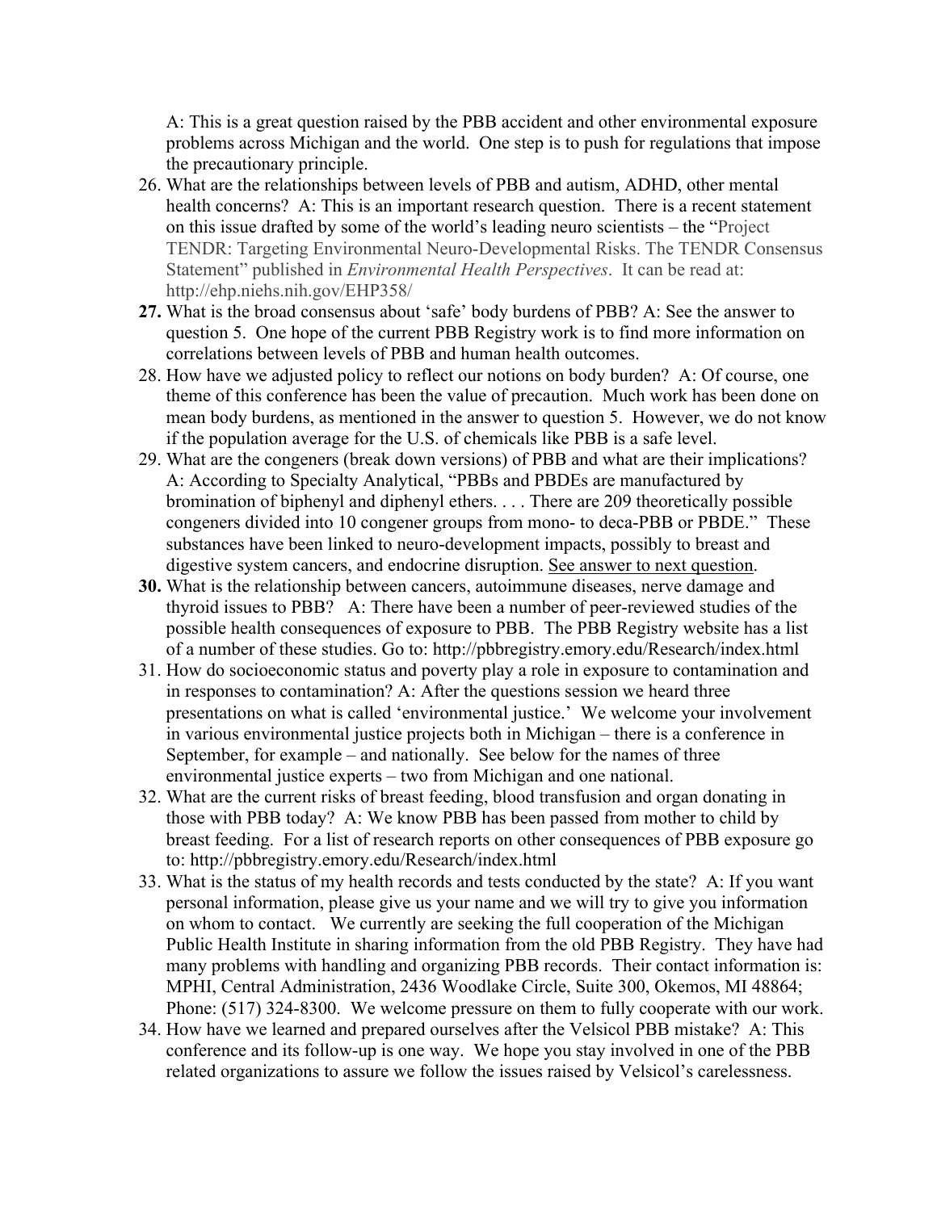A: This is a great question raised by the PBB accident and other environmental exposure problems across Michigan and the world. One step is to push for regulations that impose the precautionary principle.

26. What are the relationships between levels of PBB and autism, ADHD, other mental health concerns? A: This is an important research question. There is a recent statement on this issue drafted by some of the world's leading neuro scientists – the "Project TENDR: Targeting Environmental Neuro-Developmental Risks. The TENDR Consensus Statement" published in *Environmental Health Perspectives*. It can be read at: http://ehp.niehs.nih.gov/EHP358/
27. What is the broad consensus about 'safe' body burdens of PBB? A: See the answer to question 5. One hope of the current PBB Registry work is to find more information on correlations between levels of PBB and human health outcomes.
28. How have we adjusted policy to reflect our notions on body burden? A: Of course, one theme of this conference has been the value of precaution. Much work has been done on mean body burdens, as mentioned in the answer to question 5. However, we do not know if the population average for the U.S. of chemicals like PBB is a safe level.
29. What are the congeners (break down versions) of PBB and what are their implications? A: According to Specialty Analytical, "PBBs and PBDEs are manufactured by bromination of biphenyl and diphenyl ethers. . . . There are 209 theoretically possible congeners divided into 10 congener groups from mono- to deca-PBB or PBDE." These substances have been linked to neuro-development impacts, possibly to breast and digestive system cancers, and endocrine disruption. <u>See answer to next question</u>.
30. What is the relationship between cancers, autoimmune diseases, nerve damage and thyroid issues to PBB? A: There have been a number of peer-reviewed studies of the possible health consequences of exposure to PBB. The PBB Registry website has a list of a number of these studies. Go to: http://pbbregistry.emory.edu/Research/index.html
31. How do socioeconomic status and poverty play a role in exposure to contamination and in responses to contamination? A: After the questions session we heard three presentations on what is called 'environmental justice.' We welcome your involvement in various environmental justice projects both in Michigan – there is a conference in September, for example – and nationally. See below for the names of three environmental justice experts – two from Michigan and one national.
32. What are the current risks of breast feeding, blood transfusion and organ donating in those with PBB today? A: We know PBB has been passed from mother to child by breast feeding. For a list of research reports on other consequences of PBB exposure go to: http://pbbregistry.emory.edu/Research/index.html
33. What is the status of my health records and tests conducted by the state? A: If you want personal information, please give us your name and we will try to give you information on whom to contact. We currently are seeking the full cooperation of the Michigan Public Health Institute in sharing information from the old PBB Registry. They have had many problems with handling and organizing PBB records. Their contact information is: MPHI, Central Administration, 2436 Woodlake Circle, Suite 300, Okemos, MI 48864; Phone: (517) 324-8300. We welcome pressure on them to fully cooperate with our work.
34. How have we learned and prepared ourselves after the Velsicol PBB mistake? A: This conference and its follow-up is one way. We hope you stay involved in one of the PBB related organizations to assure we follow the issues raised by Velsicol's carelessness.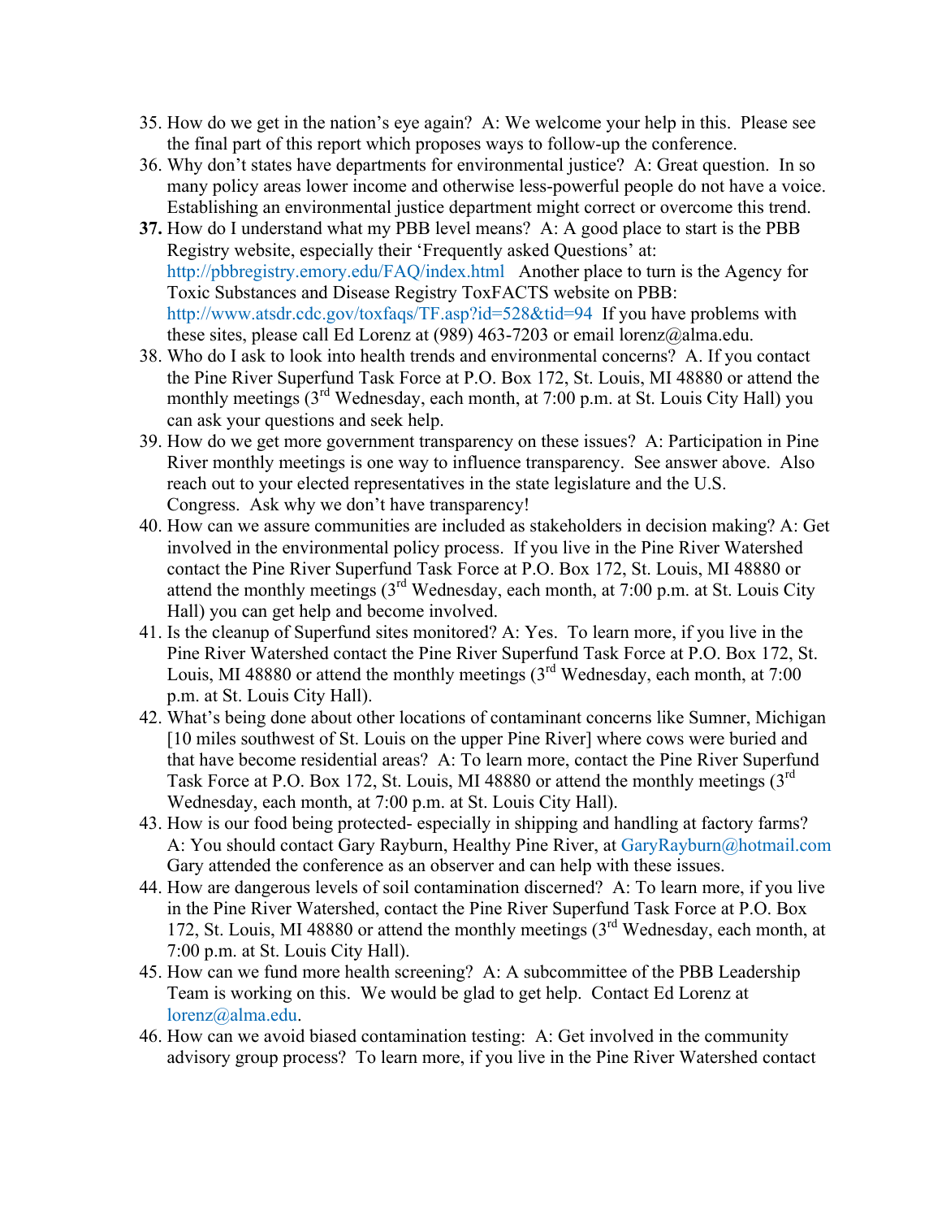35. How do we get in the nation's eye again? A: We welcome your help in this. Please see the final part of this report which proposes ways to follow-up the conference.
36. Why don't states have departments for environmental justice? A: Great question. In so many policy areas lower income and otherwise less-powerful people do not have a voice. Establishing an environmental justice department might correct or overcome this trend.
37. How do I understand what my PBB level means? A: A good place to start is the PBB Registry website, especially their 'Frequently asked Questions' at: http://pbbregistry.emory.edu/FAQ/index.html Another place to turn is the Agency for Toxic Substances and Disease Registry ToxFACTS website on PBB: http://www.atsdr.cdc.gov/toxfaqs/TF.asp?id=528&tid=94 If you have problems with these sites, please call Ed Lorenz at (989) 463-7203 or email lorenz@alma.edu.
38. Who do I ask to look into health trends and environmental concerns? A. If you contact the Pine River Superfund Task Force at P.O. Box 172, St. Louis, MI 48880 or attend the monthly meetings (3rd Wednesday, each month, at 7:00 p.m. at St. Louis City Hall) you can ask your questions and seek help.
39. How do we get more government transparency on these issues? A: Participation in Pine River monthly meetings is one way to influence transparency. See answer above. Also reach out to your elected representatives in the state legislature and the U.S. Congress. Ask why we don't have transparency!
40. How can we assure communities are included as stakeholders in decision making? A: Get involved in the environmental policy process. If you live in the Pine River Watershed contact the Pine River Superfund Task Force at P.O. Box 172, St. Louis, MI 48880 or attend the monthly meetings (3rd Wednesday, each month, at 7:00 p.m. at St. Louis City Hall) you can get help and become involved.
41. Is the cleanup of Superfund sites monitored? A: Yes. To learn more, if you live in the Pine River Watershed contact the Pine River Superfund Task Force at P.O. Box 172, St. Louis, MI 48880 or attend the monthly meetings (3rd Wednesday, each month, at 7:00 p.m. at St. Louis City Hall).
42. What's being done about other locations of contaminant concerns like Sumner, Michigan [10 miles southwest of St. Louis on the upper Pine River] where cows were buried and that have become residential areas? A: To learn more, contact the Pine River Superfund Task Force at P.O. Box 172, St. Louis, MI 48880 or attend the monthly meetings (3rd Wednesday, each month, at 7:00 p.m. at St. Louis City Hall).
43. How is our food being protected- especially in shipping and handling at factory farms? A: You should contact Gary Rayburn, Healthy Pine River, at GaryRayburn@hotmail.com Gary attended the conference as an observer and can help with these issues.
44. How are dangerous levels of soil contamination discerned? A: To learn more, if you live in the Pine River Watershed, contact the Pine River Superfund Task Force at P.O. Box 172, St. Louis, MI 48880 or attend the monthly meetings (3rd Wednesday, each month, at 7:00 p.m. at St. Louis City Hall).
45. How can we fund more health screening? A: A subcommittee of the PBB Leadership Team is working on this. We would be glad to get help. Contact Ed Lorenz at lorenz@alma.edu.
46. How can we avoid biased contamination testing: A: Get involved in the community advisory group process? To learn more, if you live in the Pine River Watershed contact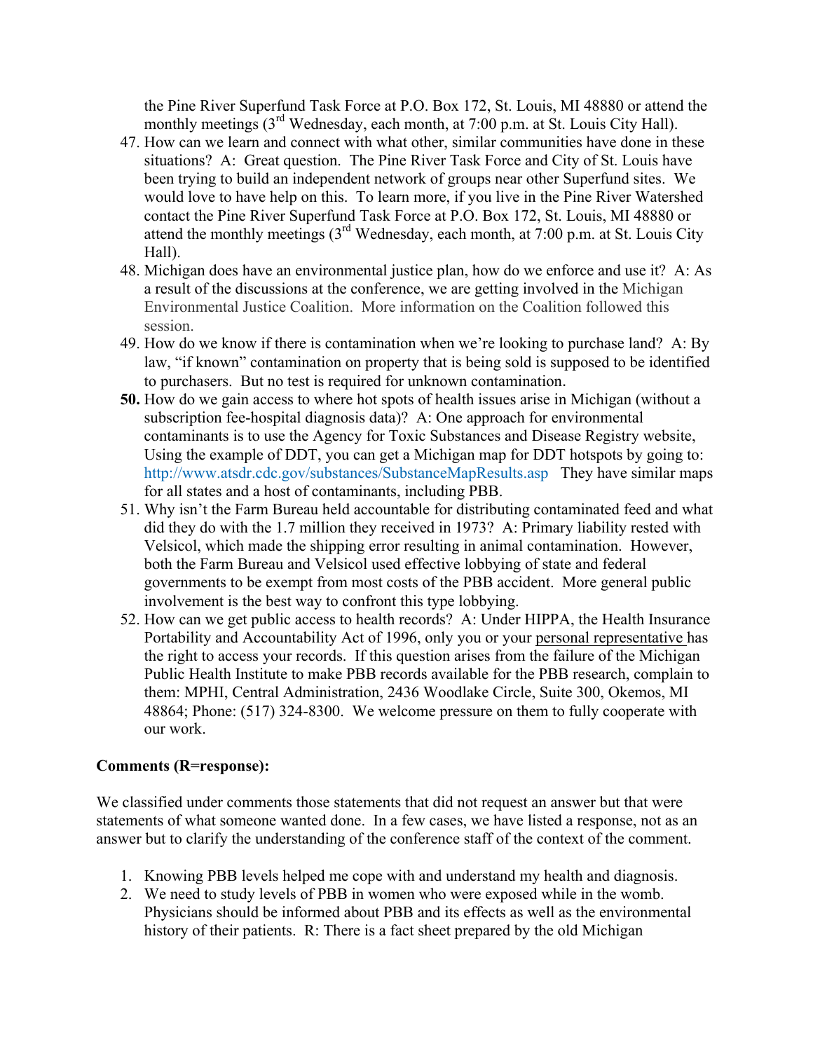the Pine River Superfund Task Force at P.O. Box 172, St. Louis, MI 48880 or attend the monthly meetings (3rd Wednesday, each month, at 7:00 p.m. at St. Louis City Hall).

47. How can we learn and connect with what other, similar communities have done in these situations? A: Great question. The Pine River Task Force and City of St. Louis have been trying to build an independent network of groups near other Superfund sites. We would love to have help on this. To learn more, if you live in the Pine River Watershed contact the Pine River Superfund Task Force at P.O. Box 172, St. Louis, MI 48880 or attend the monthly meetings (3rd Wednesday, each month, at 7:00 p.m. at St. Louis City Hall).
48. Michigan does have an environmental justice plan, how do we enforce and use it? A: As a result of the discussions at the conference, we are getting involved in the Michigan Environmental Justice Coalition. More information on the Coalition followed this session.
49. How do we know if there is contamination when we're looking to purchase land? A: By law, "if known" contamination on property that is being sold is supposed to be identified to purchasers. But no test is required for unknown contamination.
50. How do we gain access to where hot spots of health issues arise in Michigan (without a subscription fee-hospital diagnosis data)? A: One approach for environmental contaminants is to use the Agency for Toxic Substances and Disease Registry website, Using the example of DDT, you can get a Michigan map for DDT hotspots by going to: http://www.atsdr.cdc.gov/substances/SubstanceMapResults.asp They have similar maps for all states and a host of contaminants, including PBB.
51. Why isn't the Farm Bureau held accountable for distributing contaminated feed and what did they do with the 1.7 million they received in 1973? A: Primary liability rested with Velsicol, which made the shipping error resulting in animal contamination. However, both the Farm Bureau and Velsicol used effective lobbying of state and federal governments to be exempt from most costs of the PBB accident. More general public involvement is the best way to confront this type lobbying.
52. How can we get public access to health records? A: Under HIPPA, the Health Insurance Portability and Accountability Act of 1996, only you or your personal representative has the right to access your records. If this question arises from the failure of the Michigan Public Health Institute to make PBB records available for the PBB research, complain to them: MPHI, Central Administration, 2436 Woodlake Circle, Suite 300, Okemos, MI 48864; Phone: (517) 324-8300. We welcome pressure on them to fully cooperate with our work.

**Comments (R=response):**

We classified under comments those statements that did not request an answer but that were statements of what someone wanted done. In a few cases, we have listed a response, not as an answer but to clarify the understanding of the conference staff of the context of the comment.

1. Knowing PBB levels helped me cope with and understand my health and diagnosis.
2. We need to study levels of PBB in women who were exposed while in the womb. Physicians should be informed about PBB and its effects as well as the environmental history of their patients. R: There is a fact sheet prepared by the old Michigan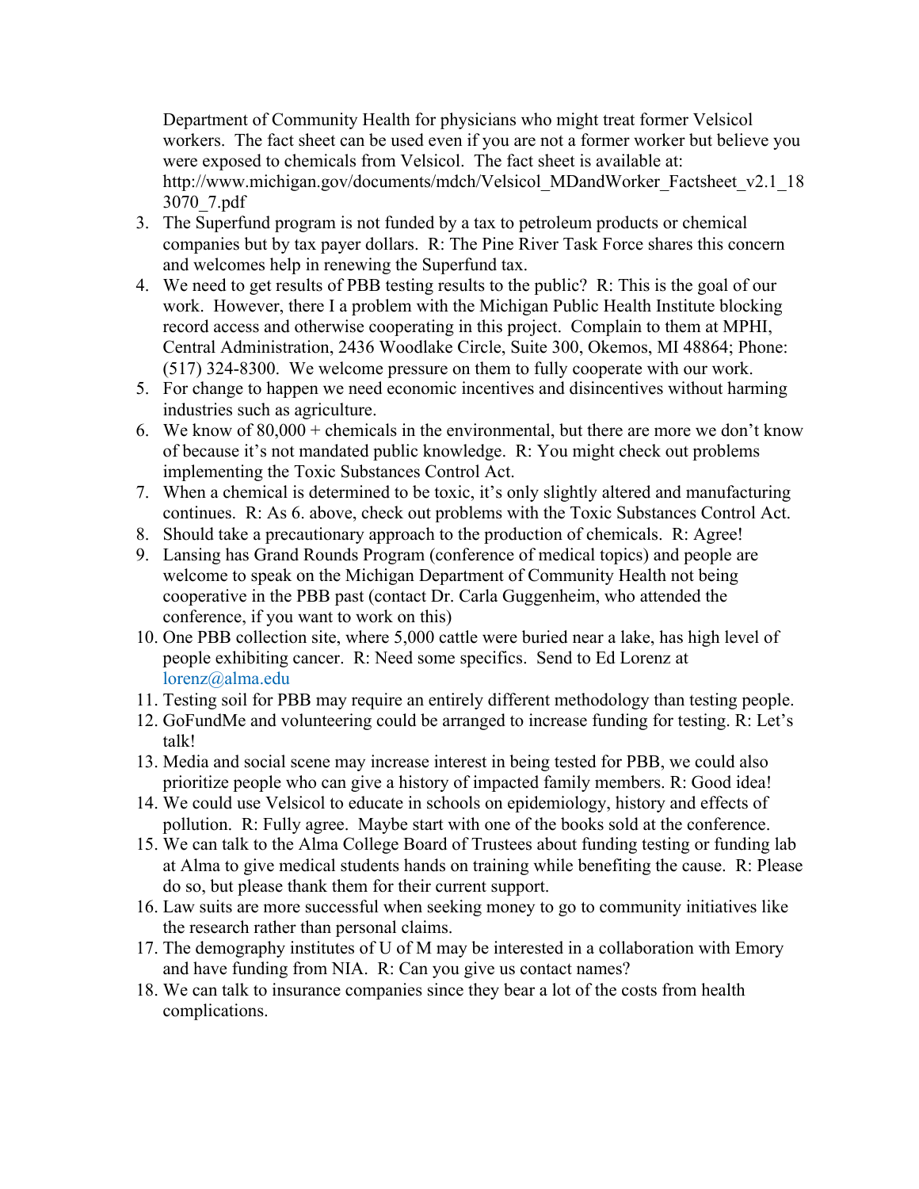Department of Community Health for physicians who might treat former Velsicol workers. The fact sheet can be used even if you are not a former worker but believe you were exposed to chemicals from Velsicol. The fact sheet is available at: http://www.michigan.gov/documents/mdch/Velsicol_MDandWorker_Factsheet_v2.1_183070_7.pdf

3. The Superfund program is not funded by a tax to petroleum products or chemical companies but by tax payer dollars. R: The Pine River Task Force shares this concern and welcomes help in renewing the Superfund tax.
4. We need to get results of PBB testing results to the public? R: This is the goal of our work. However, there I a problem with the Michigan Public Health Institute blocking record access and otherwise cooperating in this project. Complain to them at MPHI, Central Administration, 2436 Woodlake Circle, Suite 300, Okemos, MI 48864; Phone: (517) 324-8300. We welcome pressure on them to fully cooperate with our work.
5. For change to happen we need economic incentives and disincentives without harming industries such as agriculture.
6. We know of 80,000 + chemicals in the environmental, but there are more we don't know of because it's not mandated public knowledge. R: You might check out problems implementing the Toxic Substances Control Act.
7. When a chemical is determined to be toxic, it's only slightly altered and manufacturing continues. R: As 6. above, check out problems with the Toxic Substances Control Act.
8. Should take a precautionary approach to the production of chemicals. R: Agree!
9. Lansing has Grand Rounds Program (conference of medical topics) and people are welcome to speak on the Michigan Department of Community Health not being cooperative in the PBB past (contact Dr. Carla Guggenheim, who attended the conference, if you want to work on this)
10. One PBB collection site, where 5,000 cattle were buried near a lake, has high level of people exhibiting cancer. R: Need some specifics. Send to Ed Lorenz at lorenz@alma.edu
11. Testing soil for PBB may require an entirely different methodology than testing people.
12. GoFundMe and volunteering could be arranged to increase funding for testing. R: Let's talk!
13. Media and social scene may increase interest in being tested for PBB, we could also prioritize people who can give a history of impacted family members. R: Good idea!
14. We could use Velsicol to educate in schools on epidemiology, history and effects of pollution. R: Fully agree. Maybe start with one of the books sold at the conference.
15. We can talk to the Alma College Board of Trustees about funding testing or funding lab at Alma to give medical students hands on training while benefiting the cause. R: Please do so, but please thank them for their current support.
16. Law suits are more successful when seeking money to go to community initiatives like the research rather than personal claims.
17. The demography institutes of U of M may be interested in a collaboration with Emory and have funding from NIA. R: Can you give us contact names?
18. We can talk to insurance companies since they bear a lot of the costs from health complications.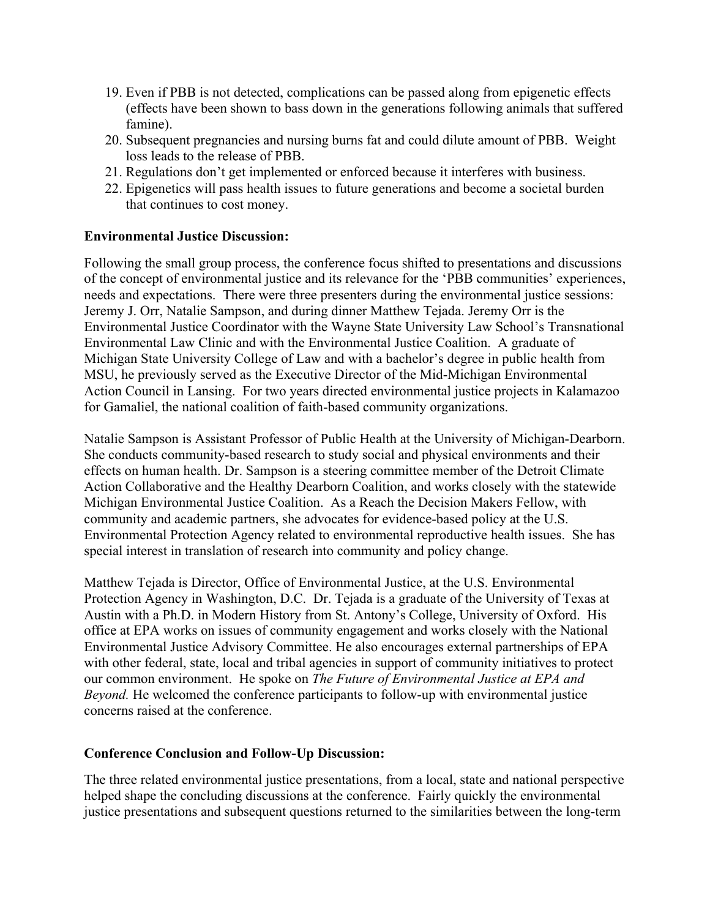19. Even if PBB is not detected, complications can be passed along from epigenetic effects (effects have been shown to bass down in the generations following animals that suffered famine).
20. Subsequent pregnancies and nursing burns fat and could dilute amount of PBB. Weight loss leads to the release of PBB.
21. Regulations don't get implemented or enforced because it interferes with business.
22. Epigenetics will pass health issues to future generations and become a societal burden that continues to cost money.

**Environmental Justice Discussion:**

Following the small group process, the conference focus shifted to presentations and discussions of the concept of environmental justice and its relevance for the 'PBB communities' experiences, needs and expectations. There were three presenters during the environmental justice sessions: Jeremy J. Orr, Natalie Sampson, and during dinner Matthew Tejada. Jeremy Orr is the Environmental Justice Coordinator with the Wayne State University Law School's Transnational Environmental Law Clinic and with the Environmental Justice Coalition. A graduate of Michigan State University College of Law and with a bachelor's degree in public health from MSU, he previously served as the Executive Director of the Mid-Michigan Environmental Action Council in Lansing. For two years directed environmental justice projects in Kalamazoo for Gamaliel, the national coalition of faith-based community organizations.

Natalie Sampson is Assistant Professor of Public Health at the University of Michigan-Dearborn. She conducts community-based research to study social and physical environments and their effects on human health. Dr. Sampson is a steering committee member of the Detroit Climate Action Collaborative and the Healthy Dearborn Coalition, and works closely with the statewide Michigan Environmental Justice Coalition. As a Reach the Decision Makers Fellow, with community and academic partners, she advocates for evidence-based policy at the U.S. Environmental Protection Agency related to environmental reproductive health issues. She has special interest in translation of research into community and policy change.

Matthew Tejada is Director, Office of Environmental Justice, at the U.S. Environmental Protection Agency in Washington, D.C. Dr. Tejada is a graduate of the University of Texas at Austin with a Ph.D. in Modern History from St. Antony's College, University of Oxford. His office at EPA works on issues of community engagement and works closely with the National Environmental Justice Advisory Committee. He also encourages external partnerships of EPA with other federal, state, local and tribal agencies in support of community initiatives to protect our common environment. He spoke on *The Future of Environmental Justice at EPA and Beyond.* He welcomed the conference participants to follow-up with environmental justice concerns raised at the conference.

**Conference Conclusion and Follow-Up Discussion:**

The three related environmental justice presentations, from a local, state and national perspective helped shape the concluding discussions at the conference. Fairly quickly the environmental justice presentations and subsequent questions returned to the similarities between the long-term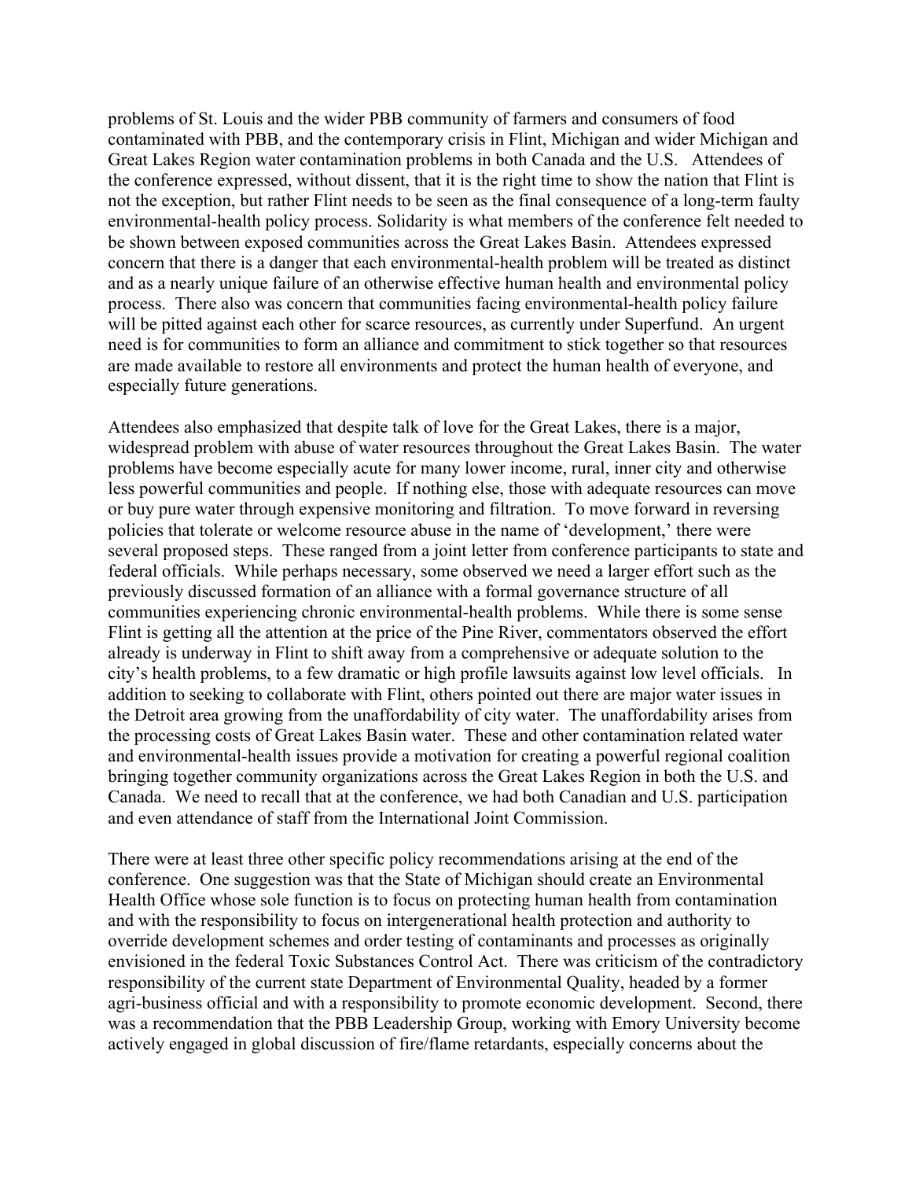problems of St. Louis and the wider PBB community of farmers and consumers of food contaminated with PBB, and the contemporary crisis in Flint, Michigan and wider Michigan and Great Lakes Region water contamination problems in both Canada and the U.S. Attendees of the conference expressed, without dissent, that it is the right time to show the nation that Flint is not the exception, but rather Flint needs to be seen as the final consequence of a long-term faulty environmental-health policy process. Solidarity is what members of the conference felt needed to be shown between exposed communities across the Great Lakes Basin. Attendees expressed concern that there is a danger that each environmental-health problem will be treated as distinct and as a nearly unique failure of an otherwise effective human health and environmental policy process. There also was concern that communities facing environmental-health policy failure will be pitted against each other for scarce resources, as currently under Superfund. An urgent need is for communities to form an alliance and commitment to stick together so that resources are made available to restore all environments and protect the human health of everyone, and especially future generations.

Attendees also emphasized that despite talk of love for the Great Lakes, there is a major, widespread problem with abuse of water resources throughout the Great Lakes Basin. The water problems have become especially acute for many lower income, rural, inner city and otherwise less powerful communities and people. If nothing else, those with adequate resources can move or buy pure water through expensive monitoring and filtration. To move forward in reversing policies that tolerate or welcome resource abuse in the name of 'development,' there were several proposed steps. These ranged from a joint letter from conference participants to state and federal officials. While perhaps necessary, some observed we need a larger effort such as the previously discussed formation of an alliance with a formal governance structure of all communities experiencing chronic environmental-health problems. While there is some sense Flint is getting all the attention at the price of the Pine River, commentators observed the effort already is underway in Flint to shift away from a comprehensive or adequate solution to the city's health problems, to a few dramatic or high profile lawsuits against low level officials. In addition to seeking to collaborate with Flint, others pointed out there are major water issues in the Detroit area growing from the unaffordability of city water. The unaffordability arises from the processing costs of Great Lakes Basin water. These and other contamination related water and environmental-health issues provide a motivation for creating a powerful regional coalition bringing together community organizations across the Great Lakes Region in both the U.S. and Canada. We need to recall that at the conference, we had both Canadian and U.S. participation and even attendance of staff from the International Joint Commission.

There were at least three other specific policy recommendations arising at the end of the conference. One suggestion was that the State of Michigan should create an Environmental Health Office whose sole function is to focus on protecting human health from contamination and with the responsibility to focus on intergenerational health protection and authority to override development schemes and order testing of contaminants and processes as originally envisioned in the federal Toxic Substances Control Act. There was criticism of the contradictory responsibility of the current state Department of Environmental Quality, headed by a former agri-business official and with a responsibility to promote economic development. Second, there was a recommendation that the PBB Leadership Group, working with Emory University become actively engaged in global discussion of fire/flame retardants, especially concerns about the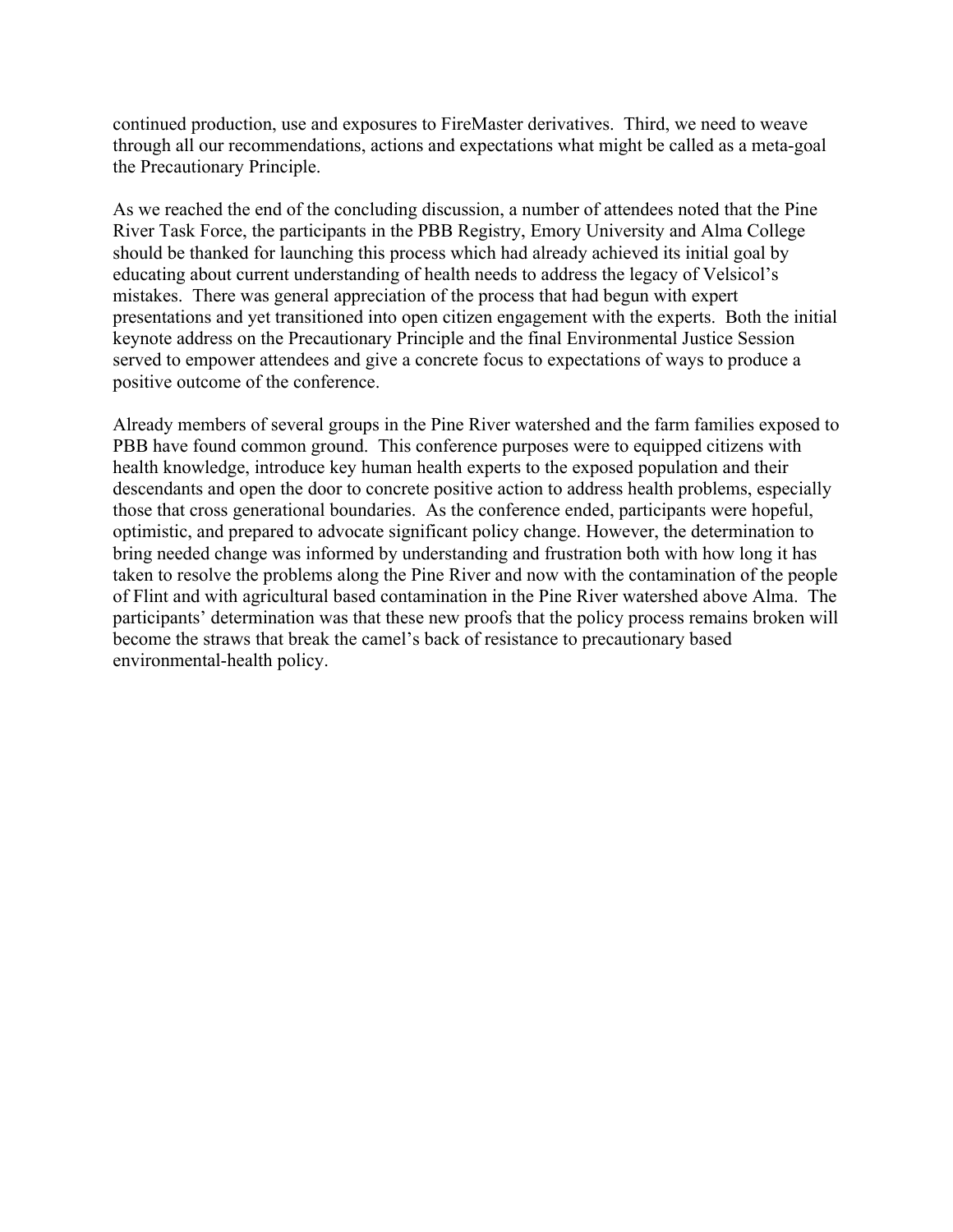continued production, use and exposures to FireMaster derivatives. Third, we need to weave through all our recommendations, actions and expectations what might be called as a meta-goal the Precautionary Principle.

As we reached the end of the concluding discussion, a number of attendees noted that the Pine River Task Force, the participants in the PBB Registry, Emory University and Alma College should be thanked for launching this process which had already achieved its initial goal by educating about current understanding of health needs to address the legacy of Velsicol's mistakes. There was general appreciation of the process that had begun with expert presentations and yet transitioned into open citizen engagement with the experts. Both the initial keynote address on the Precautionary Principle and the final Environmental Justice Session served to empower attendees and give a concrete focus to expectations of ways to produce a positive outcome of the conference.

Already members of several groups in the Pine River watershed and the farm families exposed to PBB have found common ground. This conference purposes were to equipped citizens with health knowledge, introduce key human health experts to the exposed population and their descendants and open the door to concrete positive action to address health problems, especially those that cross generational boundaries. As the conference ended, participants were hopeful, optimistic, and prepared to advocate significant policy change. However, the determination to bring needed change was informed by understanding and frustration both with how long it has taken to resolve the problems along the Pine River and now with the contamination of the people of Flint and with agricultural based contamination in the Pine River watershed above Alma. The participants' determination was that these new proofs that the policy process remains broken will become the straws that break the camel's back of resistance to precautionary based environmental-health policy.